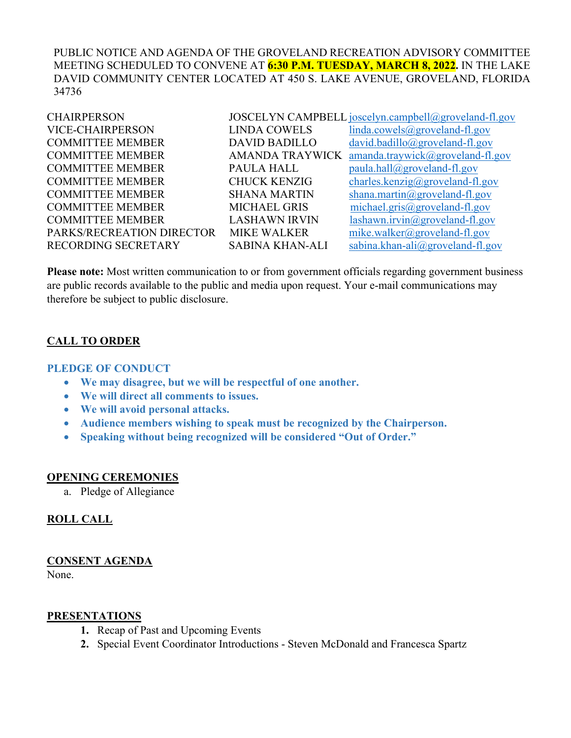PUBLIC NOTICE AND AGENDA OF THE GROVELAND RECREATION ADVISORY COMMITTEE MEETING SCHEDULED TO CONVENE AT **6:30 P.M. TUESDAY, MARCH 8, 2022.** IN THE LAKE DAVID COMMUNITY CENTER LOCATED AT 450 S. LAKE AVENUE, GROVELAND, FLORIDA 34736

| | | |
|---|---|---|
| CHAIRPERSON | JOSCELYN CAMPBELL | joscelyn.campbell@groveland-fl.gov |
| VICE-CHAIRPERSON | LINDA COWELS | linda.cowels@groveland-fl.gov |
| COMMITTEE MEMBER | DAVID BADILLO | david.badillo@groveland-fl.gov |
| COMMITTEE MEMBER | AMANDA TRAYWICK | amanda.traywick@groveland-fl.gov |
| COMMITTEE MEMBER | PAULA HALL | paula.hall@groveland-fl.gov |
| COMMITTEE MEMBER | CHUCK KENZIG | charles.kenzig@groveland-fl.gov |
| COMMITTEE MEMBER | SHANA MARTIN | shana.martin@groveland-fl.gov |
| COMMITTEE MEMBER | MICHAEL GRIS | michael.gris@groveland-fl.gov |
| COMMITTEE MEMBER | LASHAWN IRVIN | lashawn.irvin@groveland-fl.gov |
| PARKS/RECREATION DIRECTOR | MIKE WALKER | mike.walker@groveland-fl.gov |
| RECORDING SECRETARY | SABINA KHAN-ALI | sabina.khan-ali@groveland-fl.gov |

**Please note:** Most written communication to or from government officials regarding government business are public records available to the public and media upon request. Your e-mail communications may therefore be subject to public disclosure.

## CALL TO ORDER

### PLEDGE OF CONDUCT

- **We may disagree, but we will be respectful of one another.**
- **We will direct all comments to issues.**
- **We will avoid personal attacks.**
- **Audience members wishing to speak must be recognized by the Chairperson.**
- **Speaking without being recognized will be considered "Out of Order."**

## OPENING CEREMONIES

a. Pledge of Allegiance

## ROLL CALL

## CONSENT AGENDA

None.

## PRESENTATIONS

1. Recap of Past and Upcoming Events
2. Special Event Coordinator Introductions - Steven McDonald and Francesca Spartz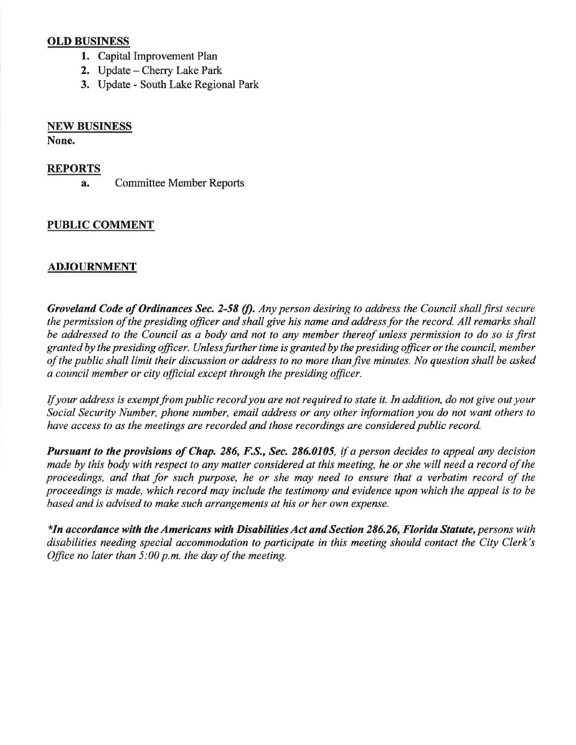## OLD BUSINESS

1. Capital Improvement Plan
2. Update – Cherry Lake Park
3. Update - South Lake Regional Park

## NEW BUSINESS

**None.**

## REPORTS

a. Committee Member Reports

## PUBLIC COMMENT

## ADJOURNMENT

***Groveland Code of Ordinances Sec. 2-58 (f).*** *Any person desiring to address the Council shall first secure the permission of the presiding officer and shall give his name and address for the record. All remarks shall be addressed to the Council as a body and not to any member thereof unless permission to do so is first granted by the presiding officer. Unless further time is granted by the presiding officer or the council, member of the public shall limit their discussion or address to no more than five minutes. No question shall be asked a council member or city official except through the presiding officer.*

*If your address is exempt from public record you are not required to state it. In addition, do not give out your Social Security Number, phone number, email address or any other information you do not want others to have access to as the meetings are recorded and those recordings are considered public record.*

***Pursuant to the provisions of Chap. 286, F.S., Sec. 286.0105****, if a person decides to appeal any decision made by this body with respect to any matter considered at this meeting, he or she will need a record of the proceedings, and that for such purpose, he or she may need to ensure that a verbatim record of the proceedings is made, which record may include the testimony and evidence upon which the appeal is to be based and is advised to make such arrangements at his or her own expense.*

***\*In accordance with the Americans with Disabilities Act and Section 286.26, Florida Statute,*** *persons with disabilities needing special accommodation to participate in this meeting should contact the City Clerk's Office no later than 5:00 p.m. the day of the meeting.*